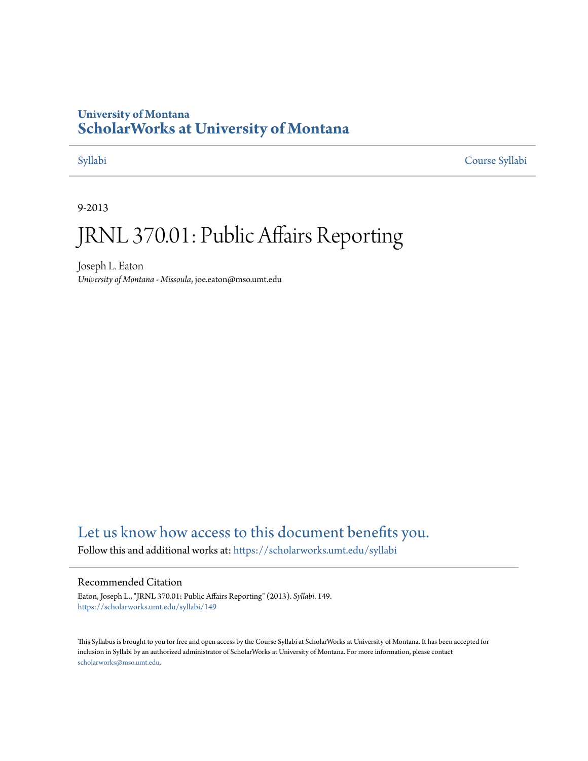University of Montana
# ScholarWorks at University of Montana

Syllabi | Course Syllabi

9-2013

# JRNL 370.01: Public Affairs Reporting

Joseph L. Eaton
*University of Montana - Missoula*, joe.eaton@mso.umt.edu

## Let us know how access to this document benefits you.

Follow this and additional works at: https://scholarworks.umt.edu/syllabi

### Recommended Citation

Eaton, Joseph L., "JRNL 370.01: Public Affairs Reporting" (2013). *Syllabi*. 149.
https://scholarworks.umt.edu/syllabi/149

This Syllabus is brought to you for free and open access by the Course Syllabi at ScholarWorks at University of Montana. It has been accepted for inclusion in Syllabi by an authorized administrator of ScholarWorks at University of Montana. For more information, please contact scholarworks@mso.umt.edu.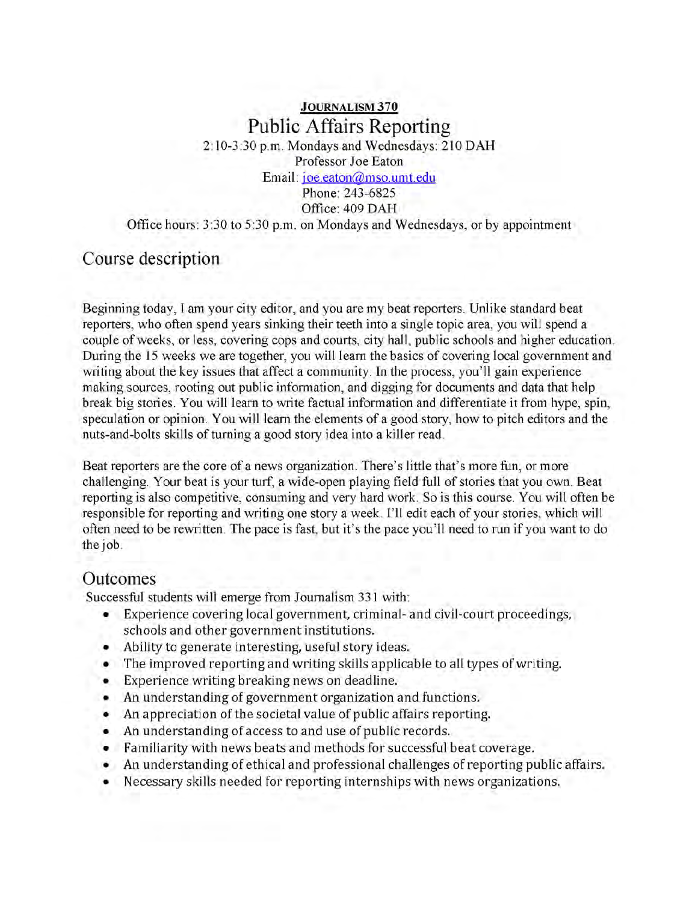**JOURNALISM 370**

# Public Affairs Reporting

2:10-3:30 p.m. Mondays and Wednesdays: 210 DAH
Professor Joe Eaton
Email: joe.eaton@mso.umt.edu
Phone: 243-6825
Office: 409 DAH
Office hours: 3:30 to 5:30 p.m. on Mondays and Wednesdays, or by appointment

## Course description

Beginning today, I am your city editor, and you are my beat reporters. Unlike standard beat reporters, who often spend years sinking their teeth into a single topic area, you will spend a couple of weeks, or less, covering cops and courts, city hall, public schools and higher education. During the 15 weeks we are together, you will learn the basics of covering local government and writing about the key issues that affect a community. In the process, you'll gain experience making sources, rooting out public information, and digging for documents and data that help break big stories. You will learn to write factual information and differentiate it from hype, spin, speculation or opinion. You will learn the elements of a good story, how to pitch editors and the nuts-and-bolts skills of turning a good story idea into a killer read.

Beat reporters are the core of a news organization. There's little that's more fun, or more challenging. Your beat is your turf, a wide-open playing field full of stories that you own. Beat reporting is also competitive, consuming and very hard work. So is this course. You will often be responsible for reporting and writing one story a week. I'll edit each of your stories, which will often need to be rewritten. The pace is fast, but it's the pace you'll need to run if you want to do the job.

## Outcomes

Successful students will emerge from Journalism 331 with:

- Experience covering local government, criminal- and civil-court proceedings, schools and other government institutions.
- Ability to generate interesting, useful story ideas.
- The improved reporting and writing skills applicable to all types of writing.
- Experience writing breaking news on deadline.
- An understanding of government organization and functions.
- An appreciation of the societal value of public affairs reporting.
- An understanding of access to and use of public records.
- Familiarity with news beats and methods for successful beat coverage.
- An understanding of ethical and professional challenges of reporting public affairs.
- Necessary skills needed for reporting internships with news organizations.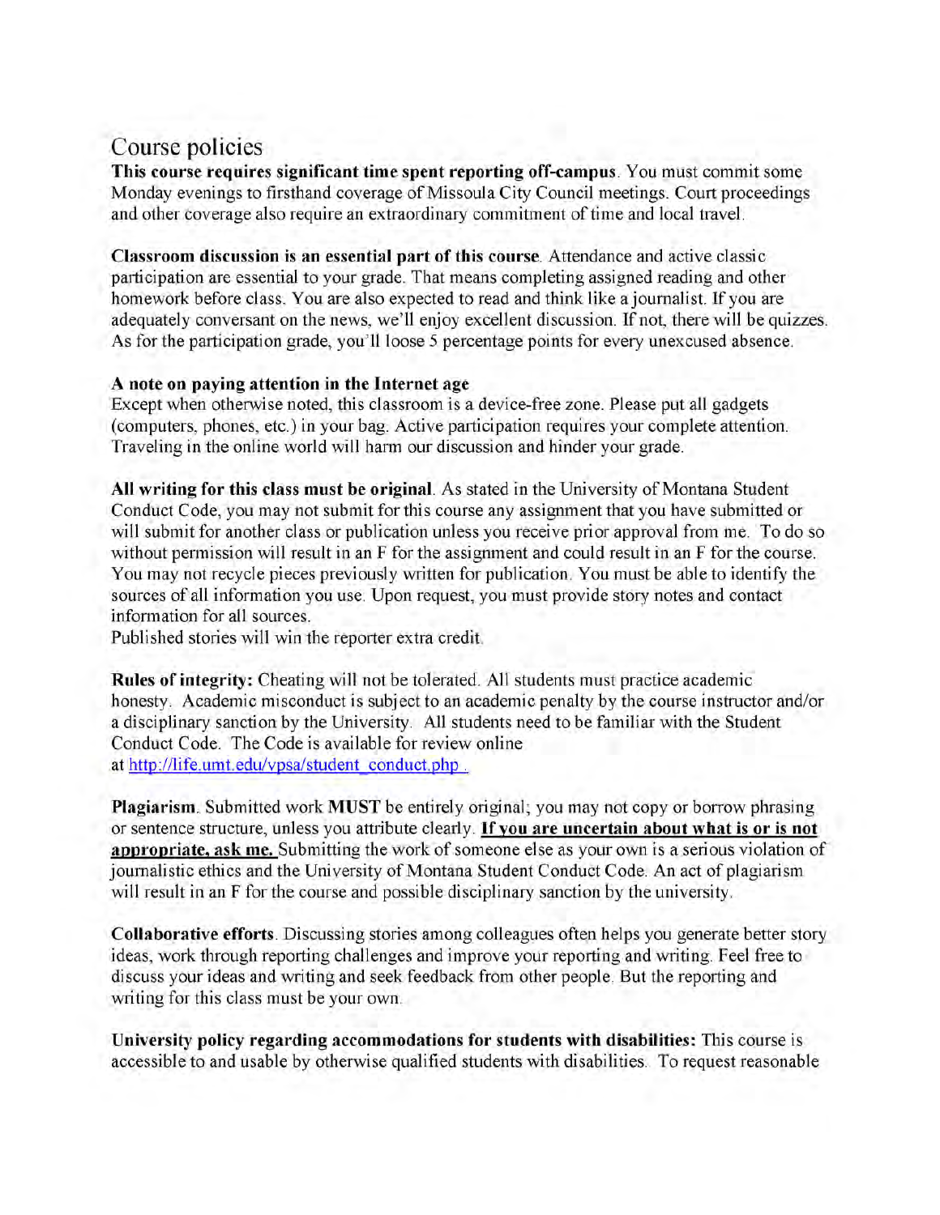## Course policies

**This course requires significant time spent reporting off-campus**. You must commit some Monday evenings to firsthand coverage of Missoula City Council meetings. Court proceedings and other coverage also require an extraordinary commitment of time and local travel.

**Classroom discussion is an essential part of this course**. Attendance and active classic participation are essential to your grade. That means completing assigned reading and other homework before class. You are also expected to read and think like a journalist. If you are adequately conversant on the news, we'll enjoy excellent discussion. If not, there will be quizzes. As for the participation grade, you'll loose 5 percentage points for every unexcused absence.

**A note on paying attention in the Internet age**
Except when otherwise noted, this classroom is a device-free zone. Please put all gadgets (computers, phones, etc.) in your bag. Active participation requires your complete attention. Traveling in the online world will harm our discussion and hinder your grade.

**All writing for this class must be original**. As stated in the University of Montana Student Conduct Code, you may not submit for this course any assignment that you have submitted or will submit for another class or publication unless you receive prior approval from me. To do so without permission will result in an F for the assignment and could result in an F for the course. You may not recycle pieces previously written for publication. You must be able to identify the sources of all information you use. Upon request, you must provide story notes and contact information for all sources.
Published stories will win the reporter extra credit.

**Rules of integrity:** Cheating will not be tolerated. All students must practice academic honesty. Academic misconduct is subject to an academic penalty by the course instructor and/or a disciplinary sanction by the University. All students need to be familiar with the Student Conduct Code. The Code is available for review online at http://life.umt.edu/vpsa/student_conduct.php .

**Plagiarism**. Submitted work **MUST** be entirely original; you may not copy or borrow phrasing or sentence structure, unless you attribute clearly. **If you are uncertain about what is or is not appropriate, ask me.** Submitting the work of someone else as your own is a serious violation of journalistic ethics and the University of Montana Student Conduct Code. An act of plagiarism will result in an F for the course and possible disciplinary sanction by the university.

**Collaborative efforts**. Discussing stories among colleagues often helps you generate better story ideas, work through reporting challenges and improve your reporting and writing. Feel free to discuss your ideas and writing and seek feedback from other people. But the reporting and writing for this class must be your own.

**University policy regarding accommodations for students with disabilities:** This course is accessible to and usable by otherwise qualified students with disabilities. To request reasonable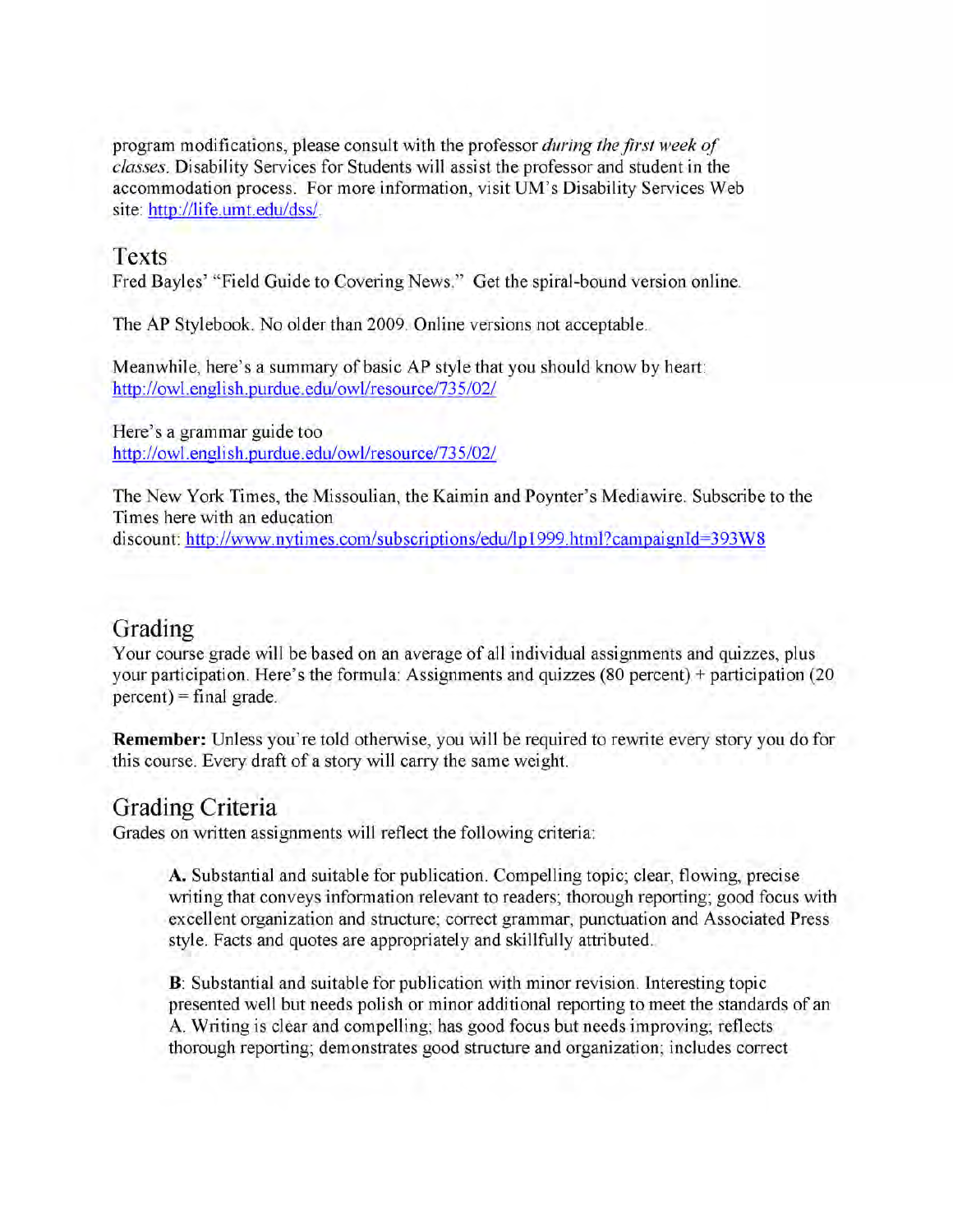program modifications, please consult with the professor *during the first week of classes*. Disability Services for Students will assist the professor and student in the accommodation process. For more information, visit UM's Disability Services Web site: http://life.umt.edu/dss/.

## Texts

Fred Bayles' "Field Guide to Covering News." Get the spiral-bound version online.

The AP Stylebook. No older than 2009. Online versions not acceptable.

Meanwhile, here's a summary of basic AP style that you should know by heart: http://owl.english.purdue.edu/owl/resource/735/02/

Here's a grammar guide too
http://owl.english.purdue.edu/owl/resource/735/02/

The New York Times, the Missoulian, the Kaimin and Poynter's Mediawire. Subscribe to the Times here with an education discount: http://www.nytimes.com/subscriptions/edu/lp1999.html?campaignId=393W8

## Grading

Your course grade will be based on an average of all individual assignments and quizzes, plus your participation. Here's the formula: Assignments and quizzes (80 percent) + participation (20 percent) = final grade.

**Remember:** Unless you're told otherwise, you will be required to rewrite every story you do for this course. Every draft of a story will carry the same weight.

## Grading Criteria

Grades on written assignments will reflect the following criteria:

> **A.** Substantial and suitable for publication. Compelling topic; clear, flowing, precise writing that conveys information relevant to readers; thorough reporting; good focus with excellent organization and structure; correct grammar, punctuation and Associated Press style. Facts and quotes are appropriately and skillfully attributed.
>
> **B**: Substantial and suitable for publication with minor revision. Interesting topic presented well but needs polish or minor additional reporting to meet the standards of an A. Writing is clear and compelling; has good focus but needs improving; reflects thorough reporting; demonstrates good structure and organization; includes correct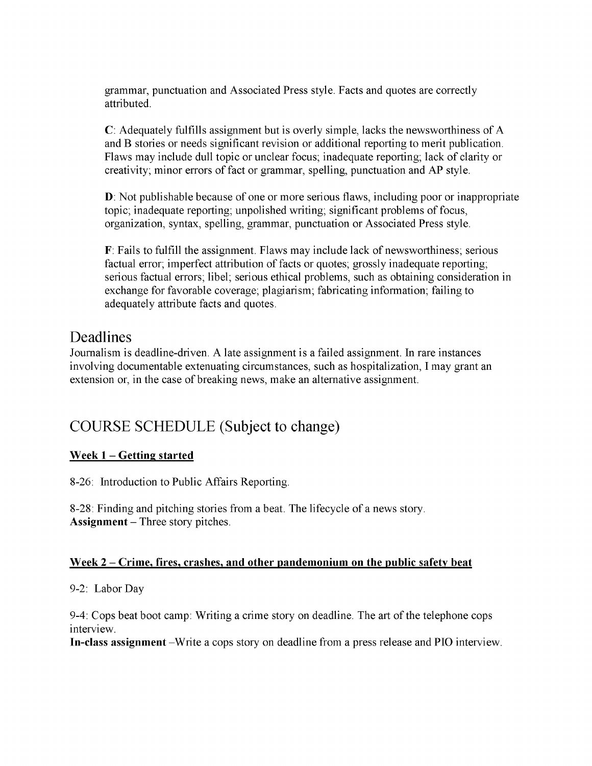grammar, punctuation and Associated Press style. Facts and quotes are correctly attributed.

**C**: Adequately fulfills assignment but is overly simple, lacks the newsworthiness of A and B stories or needs significant revision or additional reporting to merit publication. Flaws may include dull topic or unclear focus; inadequate reporting; lack of clarity or creativity; minor errors of fact or grammar, spelling, punctuation and AP style.

**D**: Not publishable because of one or more serious flaws, including poor or inappropriate topic; inadequate reporting; unpolished writing; significant problems of focus, organization, syntax, spelling, grammar, punctuation or Associated Press style.

**F**: Fails to fulfill the assignment. Flaws may include lack of newsworthiness; serious factual error; imperfect attribution of facts or quotes; grossly inadequate reporting; serious factual errors; libel; serious ethical problems, such as obtaining consideration in exchange for favorable coverage; plagiarism; fabricating information; failing to adequately attribute facts and quotes.

## Deadlines

Journalism is deadline-driven. A late assignment is a failed assignment. In rare instances involving documentable extenuating circumstances, such as hospitalization, I may grant an extension or, in the case of breaking news, make an alternative assignment.

## COURSE SCHEDULE (Subject to change)

**Week 1 – Getting started**

8-26: Introduction to Public Affairs Reporting.

8-28: Finding and pitching stories from a beat. The lifecycle of a news story.
**Assignment** – Three story pitches.

**Week 2 – Crime, fires, crashes, and other pandemonium on the public safety beat**

9-2: Labor Day

9-4: Cops beat boot camp: Writing a crime story on deadline. The art of the telephone cops interview.
**In-class assignment** –Write a cops story on deadline from a press release and PIO interview.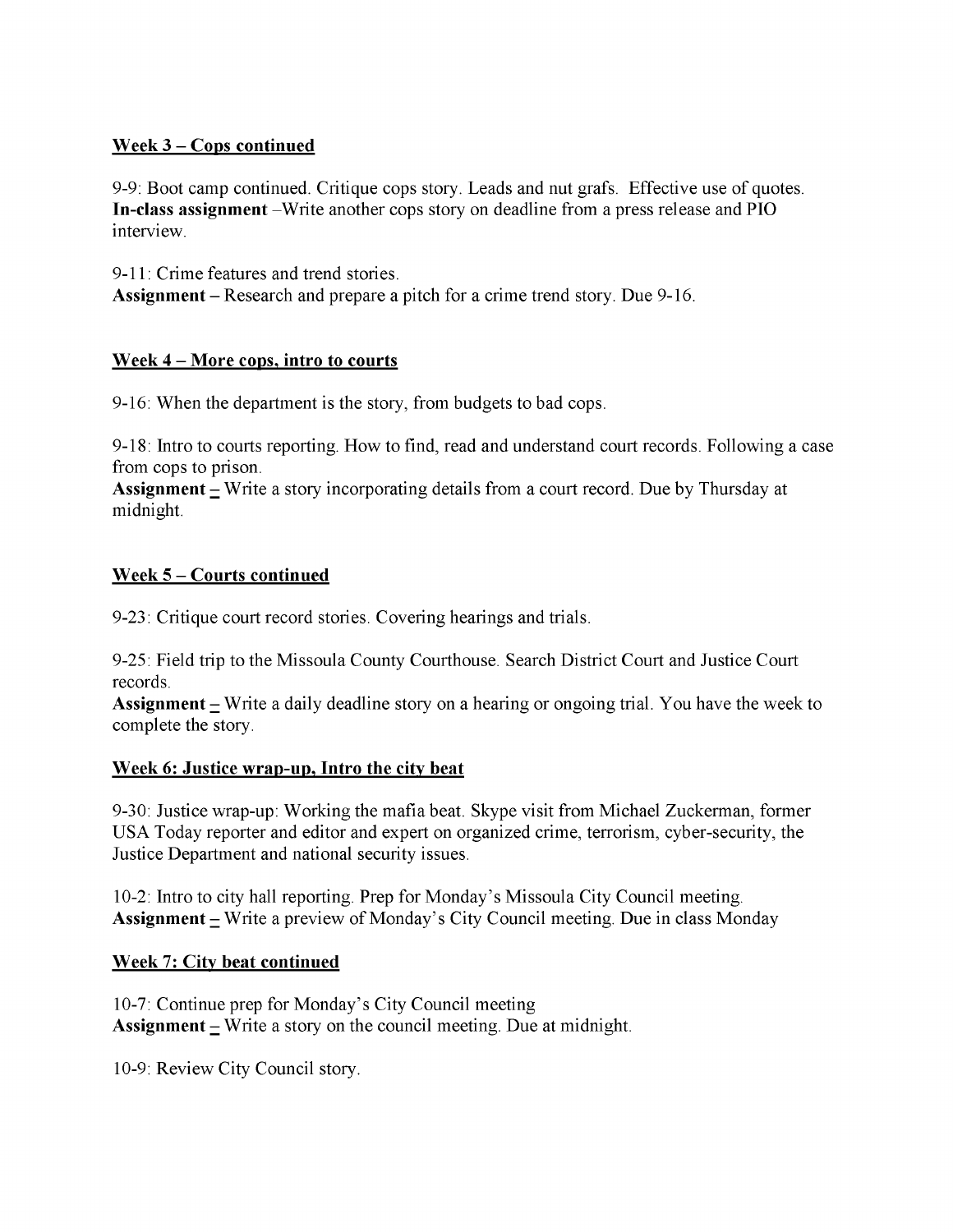### Week 3 – Cops continued

9-9: Boot camp continued. Critique cops story. Leads and nut grafs. Effective use of quotes.
**In-class assignment** –Write another cops story on deadline from a press release and PIO interview.

9-11: Crime features and trend stories.
**Assignment** – Research and prepare a pitch for a crime trend story. Due 9-16.

### Week 4 – More cops, intro to courts

9-16: When the department is the story, from budgets to bad cops.

9-18: Intro to courts reporting. How to find, read and understand court records. Following a case from cops to prison.
**Assignment** – Write a story incorporating details from a court record. Due by Thursday at midnight.

### Week 5 – Courts continued

9-23: Critique court record stories. Covering hearings and trials.

9-25: Field trip to the Missoula County Courthouse. Search District Court and Justice Court records.
**Assignment** – Write a daily deadline story on a hearing or ongoing trial. You have the week to complete the story.

### Week 6: Justice wrap-up, Intro the city beat

9-30: Justice wrap-up: Working the mafia beat. Skype visit from Michael Zuckerman, former USA Today reporter and editor and expert on organized crime, terrorism, cyber-security, the Justice Department and national security issues.

10-2: Intro to city hall reporting. Prep for Monday's Missoula City Council meeting.
**Assignment** – Write a preview of Monday's City Council meeting. Due in class Monday

### Week 7: City beat continued

10-7: Continue prep for Monday's City Council meeting
**Assignment** – Write a story on the council meeting. Due at midnight.

10-9: Review City Council story.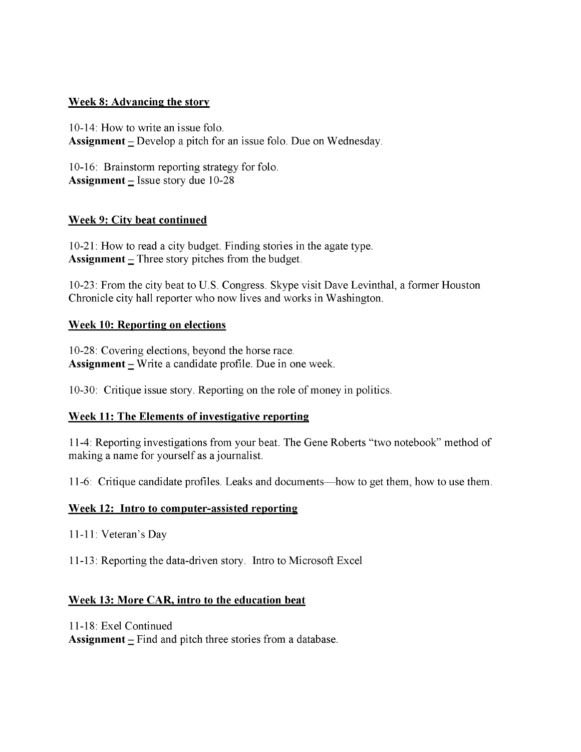**Week 8: Advancing the story**

10-14: How to write an issue folo.
**Assignment** – Develop a pitch for an issue folo. Due on Wednesday.

10-16: Brainstorm reporting strategy for folo.
**Assignment** – Issue story due 10-28

**Week 9: City beat continued**

10-21: How to read a city budget. Finding stories in the agate type.
**Assignment** – Three story pitches from the budget.

10-23: From the city beat to U.S. Congress. Skype visit Dave Levinthal, a former Houston Chronicle city hall reporter who now lives and works in Washington.

**Week 10: Reporting on elections**

10-28: Covering elections, beyond the horse race.
**Assignment** – Write a candidate profile. Due in one week.

10-30: Critique issue story. Reporting on the role of money in politics.

**Week 11: The Elements of investigative reporting**

11-4: Reporting investigations from your beat. The Gene Roberts "two notebook" method of making a name for yourself as a journalist.

11-6: Critique candidate profiles. Leaks and documents—how to get them, how to use them.

**Week 12: Intro to computer-assisted reporting**

11-11: Veteran's Day

11-13: Reporting the data-driven story. Intro to Microsoft Excel

**Week 13: More CAR, intro to the education beat**

11-18: Exel Continued
**Assignment** – Find and pitch three stories from a database.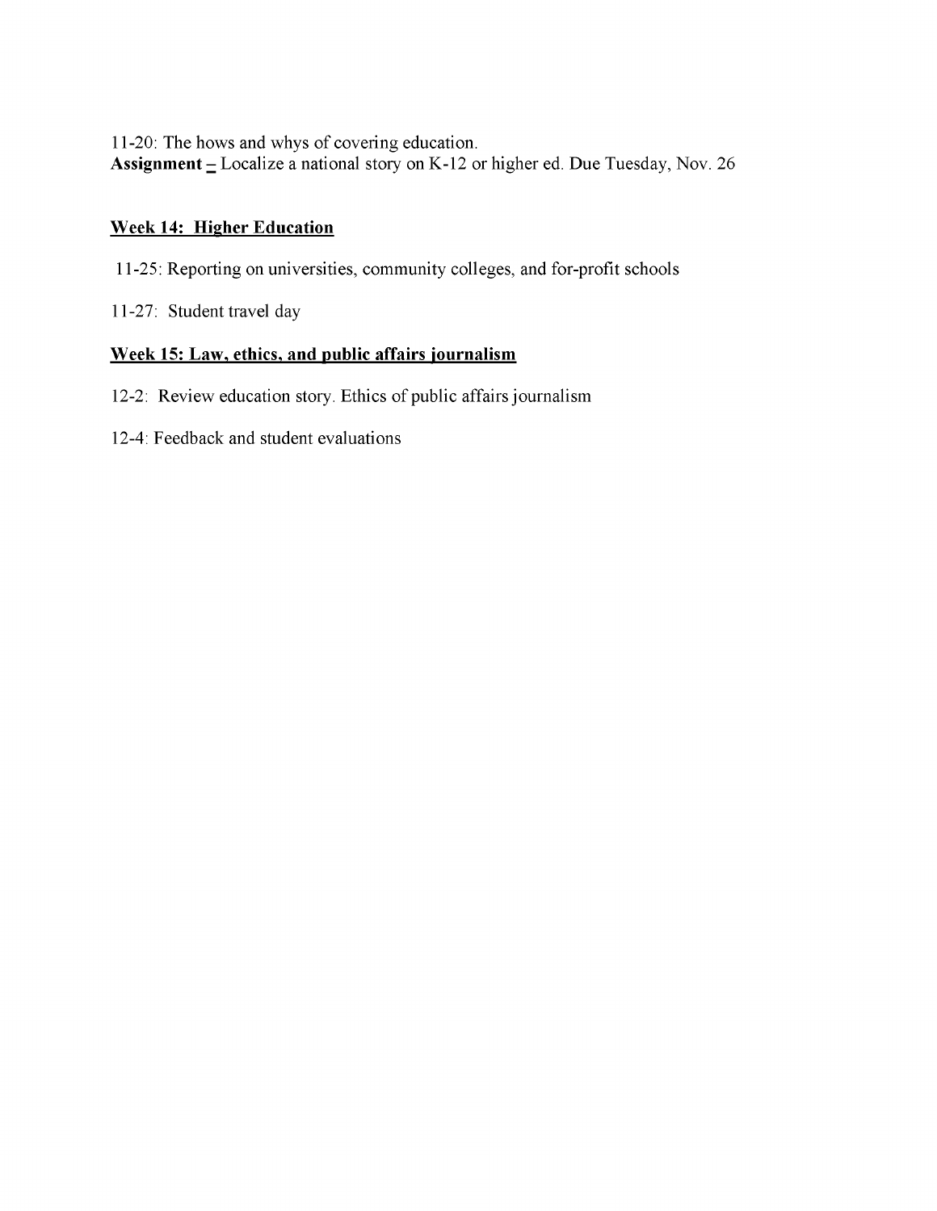11-20: The hows and whys of covering education.
**Assignment –** Localize a national story on K-12 or higher ed. Due Tuesday, Nov. 26

## Week 14: Higher Education

11-25: Reporting on universities, community colleges, and for-profit schools

11-27: Student travel day

## Week 15: Law, ethics, and public affairs journalism

12-2: Review education story. Ethics of public affairs journalism

12-4: Feedback and student evaluations